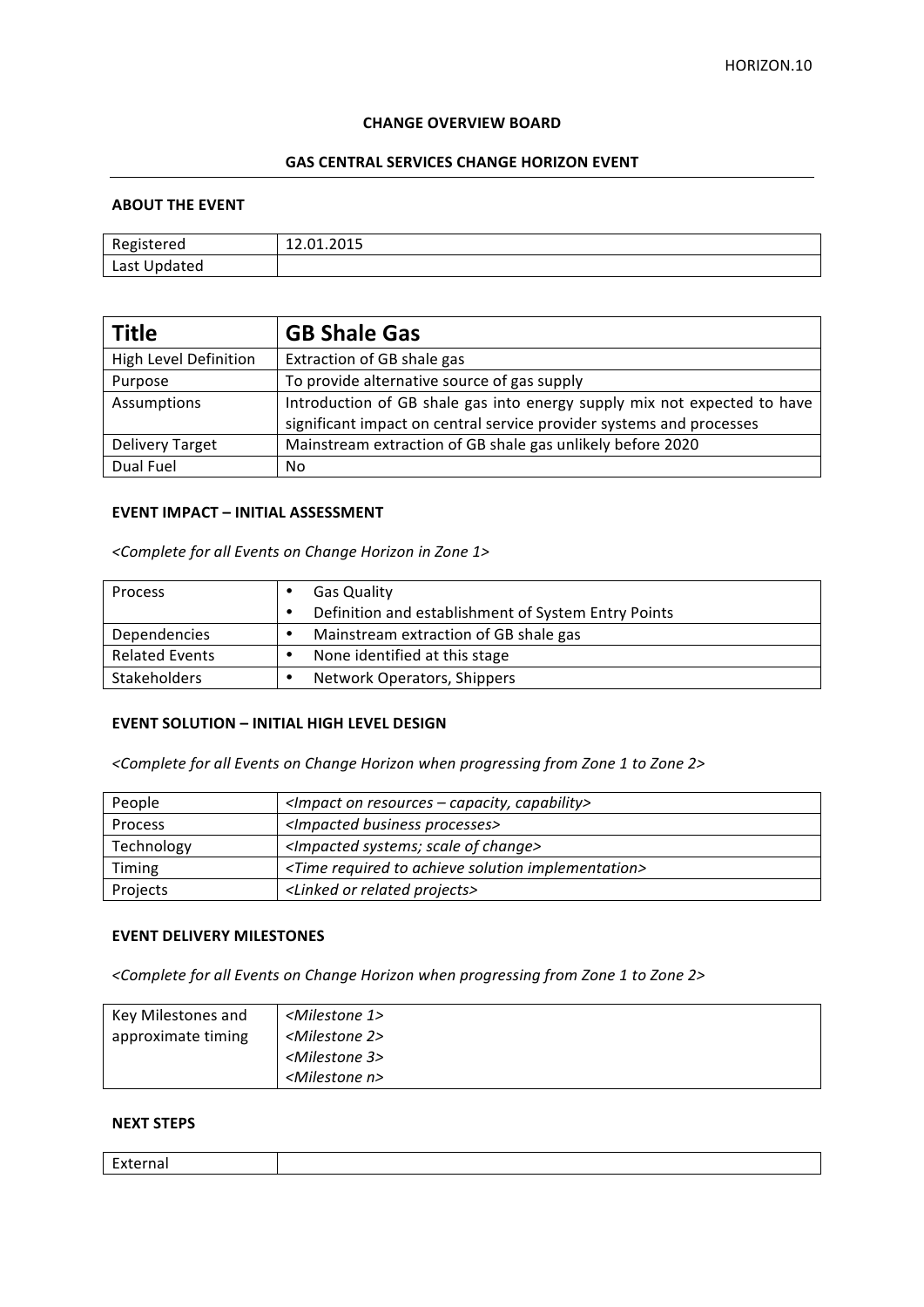HORIZON.10

**CHANGE OVERVIEW BOARD**

**GAS CENTRAL SERVICES CHANGE HORIZON EVENT**

### ABOUT THE EVENT

| Registered | 12.01.2015 |
|---|---|
| Last Updated | |

| **Title** | **GB Shale Gas** |
|---|---|
| High Level Definition | Extraction of GB shale gas |
| Purpose | To provide alternative source of gas supply |
| Assumptions | Introduction of GB shale gas into energy supply mix not expected to have significant impact on central service provider systems and processes |
| Delivery Target | Mainstream extraction of GB shale gas unlikely before 2020 |
| Dual Fuel | No |

### EVENT IMPACT – INITIAL ASSESSMENT

*<Complete for all Events on Change Horizon in Zone 1>*

| Process | • Gas Quality<br>• Definition and establishment of System Entry Points |
|---|---|
| Dependencies | • Mainstream extraction of GB shale gas |
| Related Events | • None identified at this stage |
| Stakeholders | • Network Operators, Shippers |

### EVENT SOLUTION – INITIAL HIGH LEVEL DESIGN

*<Complete for all Events on Change Horizon when progressing from Zone 1 to Zone 2>*

| People | *<Impact on resources – capacity, capability>* |
|---|---|
| Process | *<Impacted business processes>* |
| Technology | *<Impacted systems; scale of change>* |
| Timing | *<Time required to achieve solution implementation>* |
| Projects | *<Linked or related projects>* |

### EVENT DELIVERY MILESTONES

*<Complete for all Events on Change Horizon when progressing from Zone 1 to Zone 2>*

| Key Milestones and approximate timing | *<Milestone 1>*<br>*<Milestone 2>*<br>*<Milestone 3>*<br>*<Milestone n>* |
|---|---|

### NEXT STEPS

| External | |
|---|---|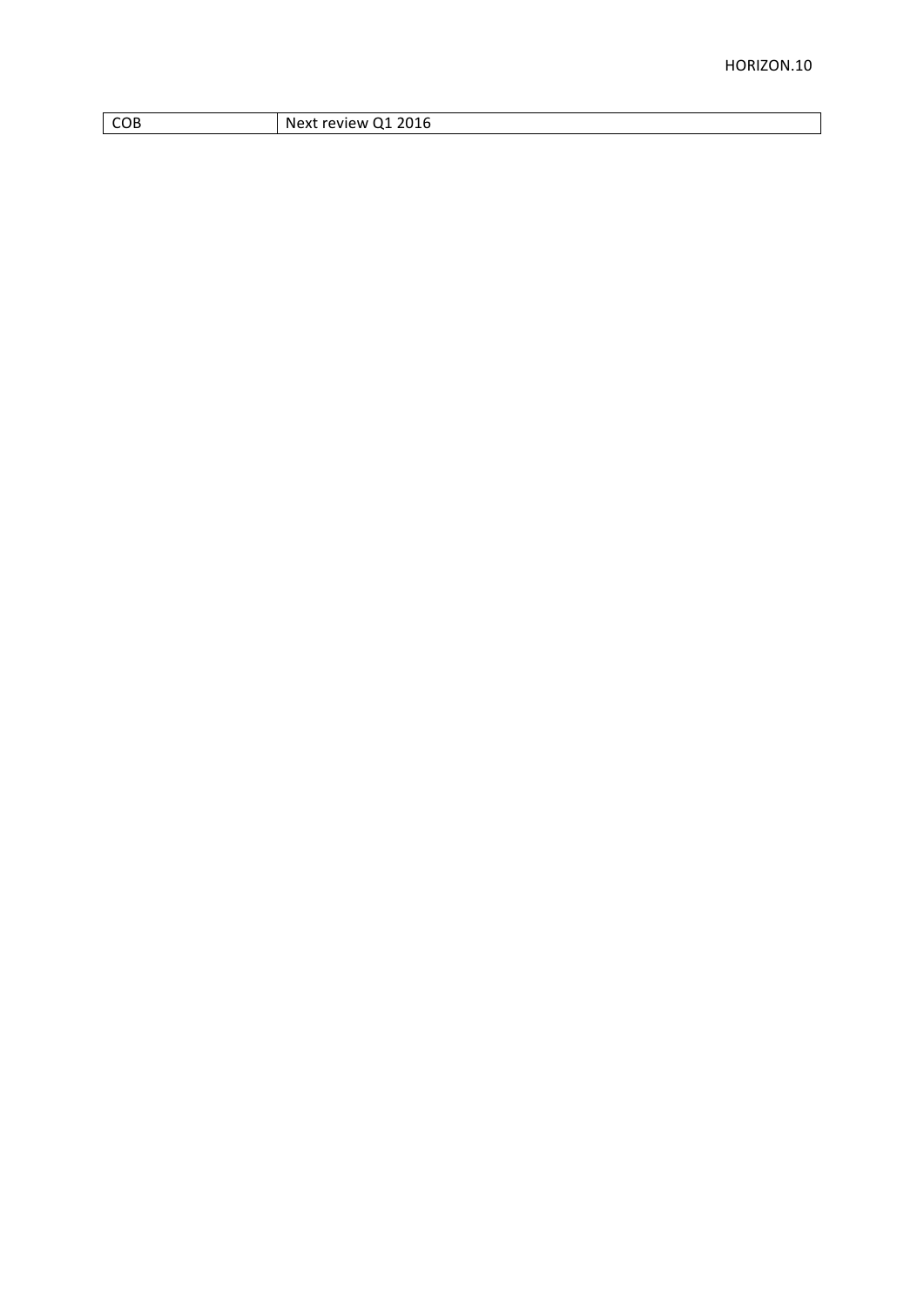| | |
|---|---|
| COB | Next review Q1 2016 |